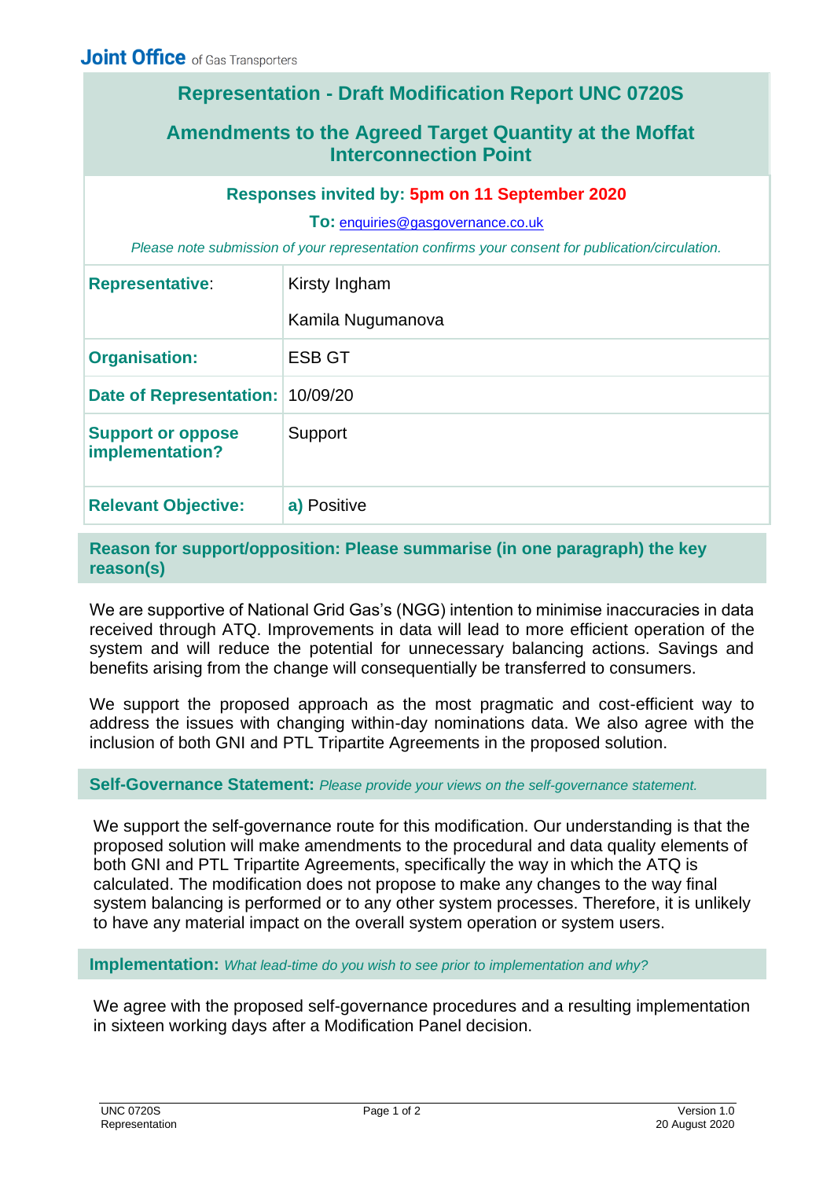**Joint Office** of Gas Transporters

# Representation - Draft Modification Report UNC 0720S

## Amendments to the Agreed Target Quantity at the Moffat Interconnection Point

**Responses invited by: 5pm on 11 September 2020**

**To:** enquiries@gasgovernance.co.uk

*Please note submission of your representation confirms your consent for publication/circulation.*

| | |
|---|---|
| **Representative:** | Kirsty Ingham<br>Kamila Nugumanova |
| **Organisation:** | ESB GT |
| **Date of Representation:** | 10/09/20 |
| **Support or oppose implementation?** | Support |
| **Relevant Objective:** | **a)** Positive |

### Reason for support/opposition: Please summarise (in one paragraph) the key reason(s)

We are supportive of National Grid Gas's (NGG) intention to minimise inaccuracies in data received through ATQ. Improvements in data will lead to more efficient operation of the system and will reduce the potential for unnecessary balancing actions. Savings and benefits arising from the change will consequentially be transferred to consumers.

We support the proposed approach as the most pragmatic and cost-efficient way to address the issues with changing within-day nominations data. We also agree with the inclusion of both GNI and PTL Tripartite Agreements in the proposed solution.

### Self-Governance Statement: *Please provide your views on the self-governance statement.*

We support the self-governance route for this modification. Our understanding is that the proposed solution will make amendments to the procedural and data quality elements of both GNI and PTL Tripartite Agreements, specifically the way in which the ATQ is calculated. The modification does not propose to make any changes to the way final system balancing is performed or to any other system processes. Therefore, it is unlikely to have any material impact on the overall system operation or system users.

### Implementation: *What lead-time do you wish to see prior to implementation and why?*

We agree with the proposed self-governance procedures and a resulting implementation in sixteen working days after a Modification Panel decision.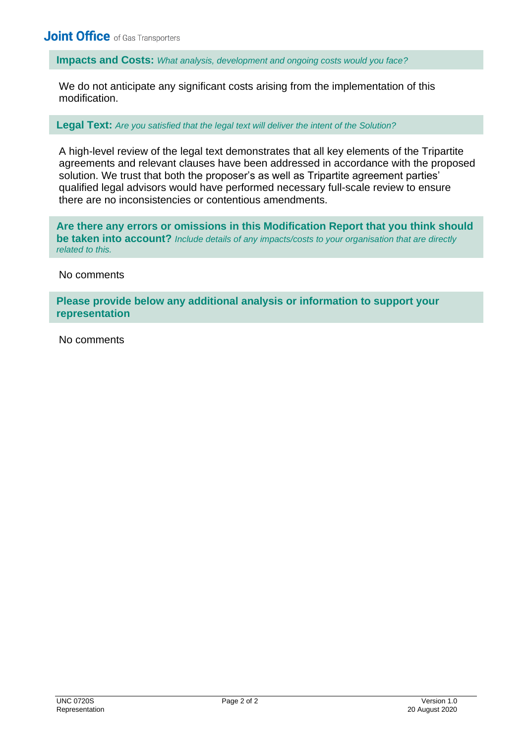**Impacts and Costs:** *What analysis, development and ongoing costs would you face?*

We do not anticipate any significant costs arising from the implementation of this modification.

**Legal Text:** *Are you satisfied that the legal text will deliver the intent of the Solution?*

A high-level review of the legal text demonstrates that all key elements of the Tripartite agreements and relevant clauses have been addressed in accordance with the proposed solution. We trust that both the proposer's as well as Tripartite agreement parties' qualified legal advisors would have performed necessary full-scale review to ensure there are no inconsistencies or contentious amendments.

**Are there any errors or omissions in this Modification Report that you think should be taken into account?** *Include details of any impacts/costs to your organisation that are directly related to this.*

No comments

**Please provide below any additional analysis or information to support your representation**

No comments